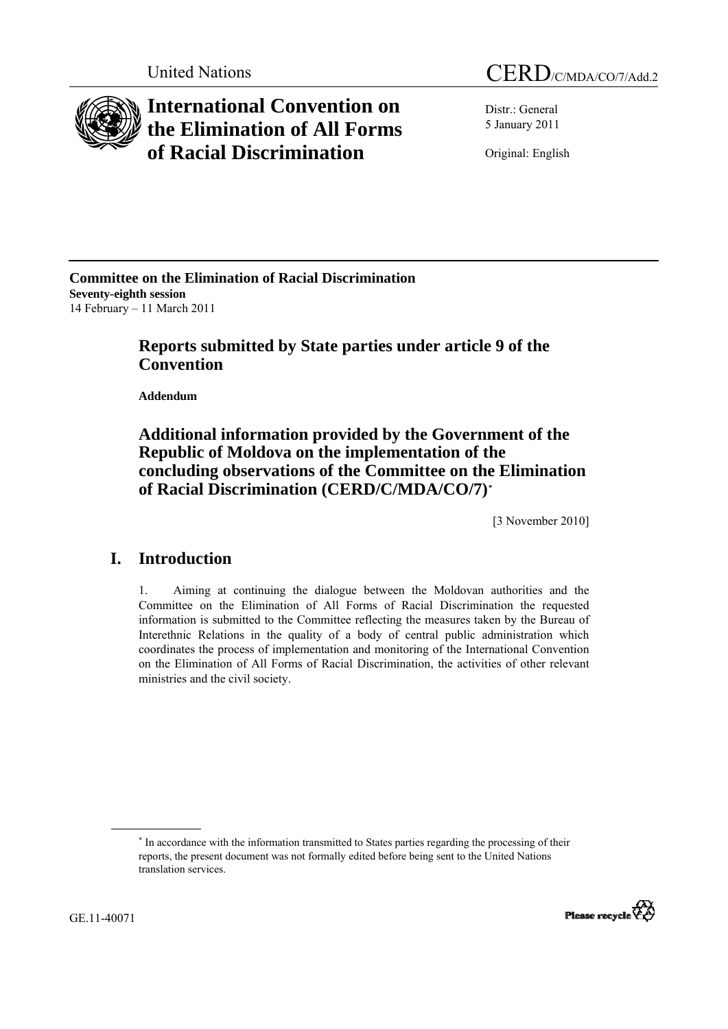United Nations CERD/C/MDA/CO/7/Add.2

# International Convention on the Elimination of All Forms of Racial Discrimination

Distr.: General
5 January 2011

Original: English

**Committee on the Elimination of Racial Discrimination**
**Seventy-eighth session**
14 February – 11 March 2011

## Reports submitted by State parties under article 9 of the Convention

**Addendum**

## Additional information provided by the Government of the Republic of Moldova on the implementation of the concluding observations of the Committee on the Elimination of Racial Discrimination (CERD/C/MDA/CO/7)*

[3 November 2010]

## I. Introduction

1. Aiming at continuing the dialogue between the Moldovan authorities and the Committee on the Elimination of All Forms of Racial Discrimination the requested information is submitted to the Committee reflecting the measures taken by the Bureau of Interethnic Relations in the quality of a body of central public administration which coordinates the process of implementation and monitoring of the International Convention on the Elimination of All Forms of Racial Discrimination, the activities of other relevant ministries and the civil society.

* In accordance with the information transmitted to States parties regarding the processing of their reports, the present document was not formally edited before being sent to the United Nations translation services.

GE.11-40071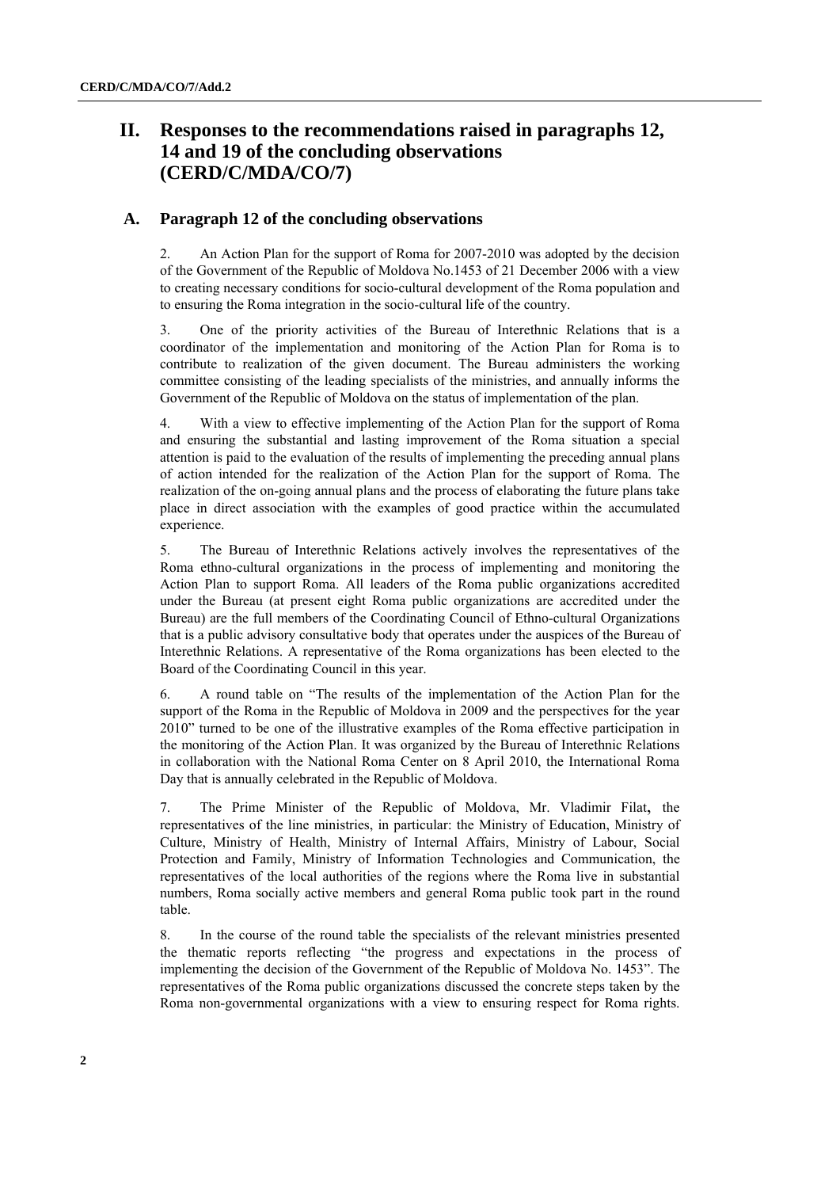# II. Responses to the recommendations raised in paragraphs 12, 14 and 19 of the concluding observations (CERD/C/MDA/CO/7)

## A. Paragraph 12 of the concluding observations

2. An Action Plan for the support of Roma for 2007-2010 was adopted by the decision of the Government of the Republic of Moldova No.1453 of 21 December 2006 with a view to creating necessary conditions for socio-cultural development of the Roma population and to ensuring the Roma integration in the socio-cultural life of the country.

3. One of the priority activities of the Bureau of Interethnic Relations that is a coordinator of the implementation and monitoring of the Action Plan for Roma is to contribute to realization of the given document. The Bureau administers the working committee consisting of the leading specialists of the ministries, and annually informs the Government of the Republic of Moldova on the status of implementation of the plan.

4. With a view to effective implementing of the Action Plan for the support of Roma and ensuring the substantial and lasting improvement of the Roma situation a special attention is paid to the evaluation of the results of implementing the preceding annual plans of action intended for the realization of the Action Plan for the support of Roma. The realization of the on-going annual plans and the process of elaborating the future plans take place in direct association with the examples of good practice within the accumulated experience.

5. The Bureau of Interethnic Relations actively involves the representatives of the Roma ethno-cultural organizations in the process of implementing and monitoring the Action Plan to support Roma. All leaders of the Roma public organizations accredited under the Bureau (at present eight Roma public organizations are accredited under the Bureau) are the full members of the Coordinating Council of Ethno-cultural Organizations that is a public advisory consultative body that operates under the auspices of the Bureau of Interethnic Relations. A representative of the Roma organizations has been elected to the Board of the Coordinating Council in this year.

6. A round table on "The results of the implementation of the Action Plan for the support of the Roma in the Republic of Moldova in 2009 and the perspectives for the year 2010" turned to be one of the illustrative examples of the Roma effective participation in the monitoring of the Action Plan. It was organized by the Bureau of Interethnic Relations in collaboration with the National Roma Center on 8 April 2010, the International Roma Day that is annually celebrated in the Republic of Moldova.

7. The Prime Minister of the Republic of Moldova, Mr. Vladimir Filat**,** the representatives of the line ministries, in particular: the Ministry of Education, Ministry of Culture, Ministry of Health, Ministry of Internal Affairs, Ministry of Labour, Social Protection and Family, Ministry of Information Technologies and Communication, the representatives of the local authorities of the regions where the Roma live in substantial numbers, Roma socially active members and general Roma public took part in the round table.

8. In the course of the round table the specialists of the relevant ministries presented the thematic reports reflecting "the progress and expectations in the process of implementing the decision of the Government of the Republic of Moldova No. 1453". The representatives of the Roma public organizations discussed the concrete steps taken by the Roma non-governmental organizations with a view to ensuring respect for Roma rights.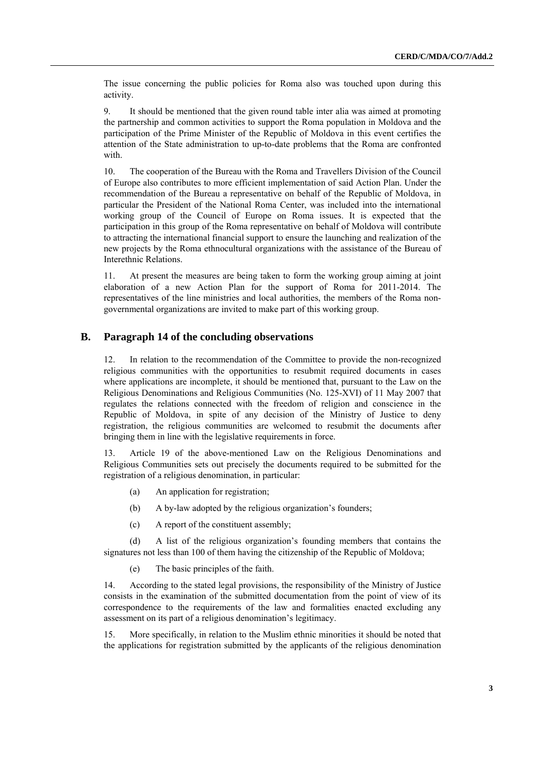The issue concerning the public policies for Roma also was touched upon during this activity.

9. It should be mentioned that the given round table inter alia was aimed at promoting the partnership and common activities to support the Roma population in Moldova and the participation of the Prime Minister of the Republic of Moldova in this event certifies the attention of the State administration to up-to-date problems that the Roma are confronted with.

10. The cooperation of the Bureau with the Roma and Travellers Division of the Council of Europe also contributes to more efficient implementation of said Action Plan. Under the recommendation of the Bureau a representative on behalf of the Republic of Moldova, in particular the President of the National Roma Center, was included into the international working group of the Council of Europe on Roma issues. It is expected that the participation in this group of the Roma representative on behalf of Moldova will contribute to attracting the international financial support to ensure the launching and realization of the new projects by the Roma ethnocultural organizations with the assistance of the Bureau of Interethnic Relations.

11. At present the measures are being taken to form the working group aiming at joint elaboration of a new Action Plan for the support of Roma for 2011-2014. The representatives of the line ministries and local authorities, the members of the Roma non-governmental organizations are invited to make part of this working group.

## B. Paragraph 14 of the concluding observations

12. In relation to the recommendation of the Committee to provide the non-recognized religious communities with the opportunities to resubmit required documents in cases where applications are incomplete, it should be mentioned that, pursuant to the Law on the Religious Denominations and Religious Communities (No. 125-XVI) of 11 May 2007 that regulates the relations connected with the freedom of religion and conscience in the Republic of Moldova, in spite of any decision of the Ministry of Justice to deny registration, the religious communities are welcomed to resubmit the documents after bringing them in line with the legislative requirements in force.

13. Article 19 of the above-mentioned Law on the Religious Denominations and Religious Communities sets out precisely the documents required to be submitted for the registration of a religious denomination, in particular:

(a) An application for registration;

(b) A by-law adopted by the religious organization's founders;

(c) A report of the constituent assembly;

(d) A list of the religious organization's founding members that contains the signatures not less than 100 of them having the citizenship of the Republic of Moldova;

(e) The basic principles of the faith.

14. According to the stated legal provisions, the responsibility of the Ministry of Justice consists in the examination of the submitted documentation from the point of view of its correspondence to the requirements of the law and formalities enacted excluding any assessment on its part of a religious denomination's legitimacy.

15. More specifically, in relation to the Muslim ethnic minorities it should be noted that the applications for registration submitted by the applicants of the religious denomination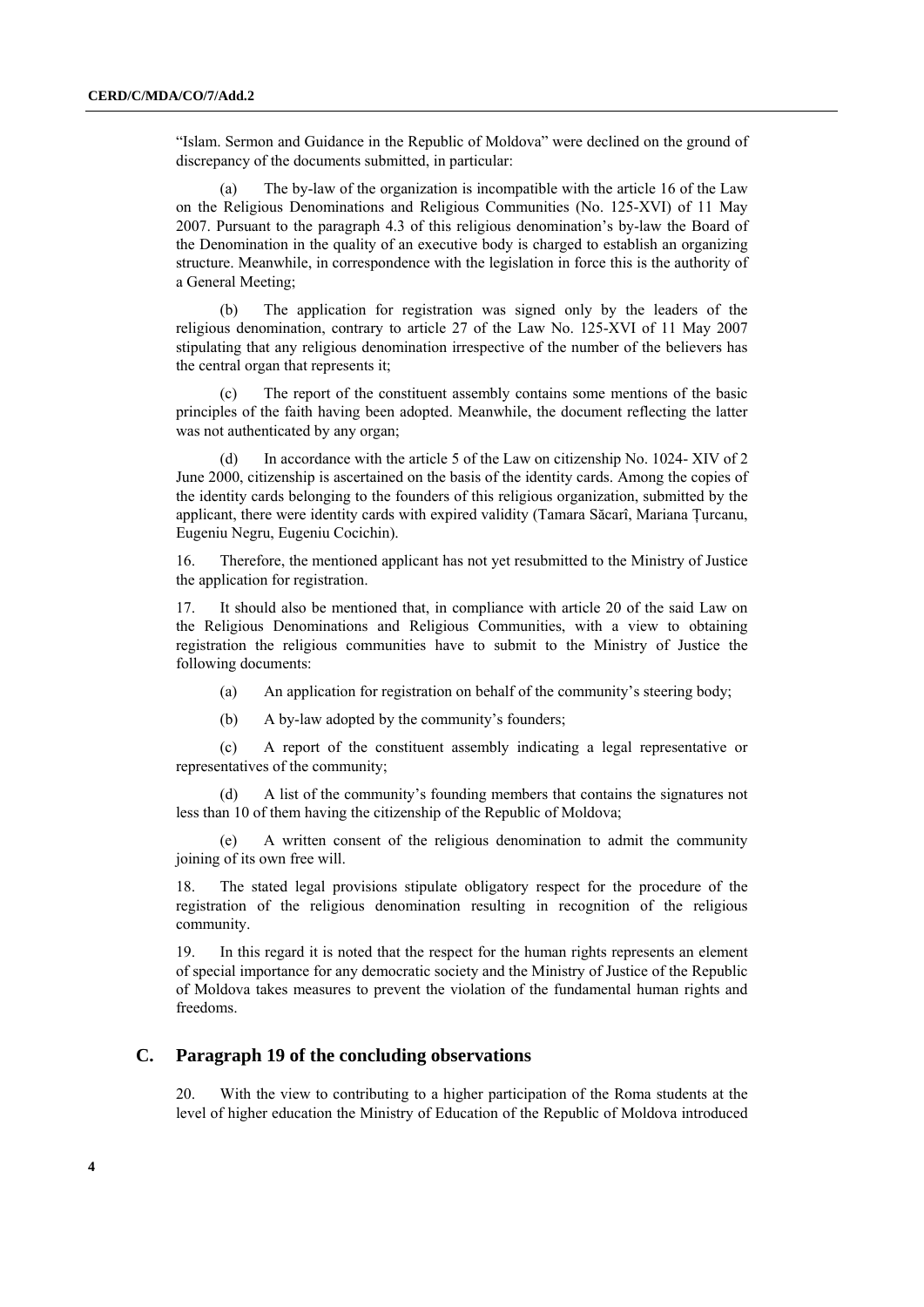"Islam. Sermon and Guidance in the Republic of Moldova" were declined on the ground of discrepancy of the documents submitted, in particular:

(a) The by-law of the organization is incompatible with the article 16 of the Law on the Religious Denominations and Religious Communities (No. 125-XVI) of 11 May 2007. Pursuant to the paragraph 4.3 of this religious denomination's by-law the Board of the Denomination in the quality of an executive body is charged to establish an organizing structure. Meanwhile, in correspondence with the legislation in force this is the authority of a General Meeting;

(b) The application for registration was signed only by the leaders of the religious denomination, contrary to article 27 of the Law No. 125-XVI of 11 May 2007 stipulating that any religious denomination irrespective of the number of the believers has the central organ that represents it;

(c) The report of the constituent assembly contains some mentions of the basic principles of the faith having been adopted. Meanwhile, the document reflecting the latter was not authenticated by any organ;

(d) In accordance with the article 5 of the Law on citizenship No. 1024- XIV of 2 June 2000, citizenship is ascertained on the basis of the identity cards. Among the copies of the identity cards belonging to the founders of this religious organization, submitted by the applicant, there were identity cards with expired validity (Tamara Săcarî, Mariana Ţurcanu, Eugeniu Negru, Eugeniu Cocichin).

16. Therefore, the mentioned applicant has not yet resubmitted to the Ministry of Justice the application for registration.

17. It should also be mentioned that, in compliance with article 20 of the said Law on the Religious Denominations and Religious Communities, with a view to obtaining registration the religious communities have to submit to the Ministry of Justice the following documents:

(a) An application for registration on behalf of the community's steering body;

(b) A by-law adopted by the community's founders;

(c) A report of the constituent assembly indicating a legal representative or representatives of the community;

(d) A list of the community's founding members that contains the signatures not less than 10 of them having the citizenship of the Republic of Moldova;

(e) A written consent of the religious denomination to admit the community joining of its own free will.

18. The stated legal provisions stipulate obligatory respect for the procedure of the registration of the religious denomination resulting in recognition of the religious community.

19. In this regard it is noted that the respect for the human rights represents an element of special importance for any democratic society and the Ministry of Justice of the Republic of Moldova takes measures to prevent the violation of the fundamental human rights and freedoms.

## C. Paragraph 19 of the concluding observations

20. With the view to contributing to a higher participation of the Roma students at the level of higher education the Ministry of Education of the Republic of Moldova introduced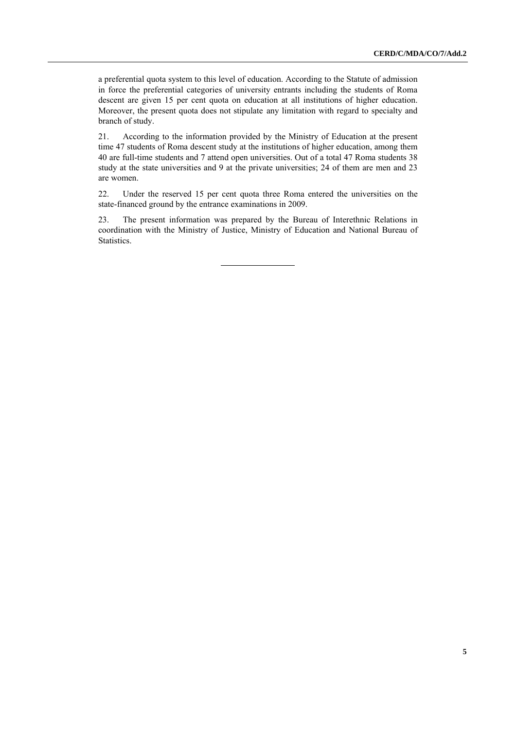a preferential quota system to this level of education. According to the Statute of admission in force the preferential categories of university entrants including the students of Roma descent are given 15 per cent quota on education at all institutions of higher education. Moreover, the present quota does not stipulate any limitation with regard to specialty and branch of study.

21. According to the information provided by the Ministry of Education at the present time 47 students of Roma descent study at the institutions of higher education, among them 40 are full-time students and 7 attend open universities. Out of a total 47 Roma students 38 study at the state universities and 9 at the private universities; 24 of them are men and 23 are women.

22. Under the reserved 15 per cent quota three Roma entered the universities on the state-financed ground by the entrance examinations in 2009.

23. The present information was prepared by the Bureau of Interethnic Relations in coordination with the Ministry of Justice, Ministry of Education and National Bureau of Statistics.